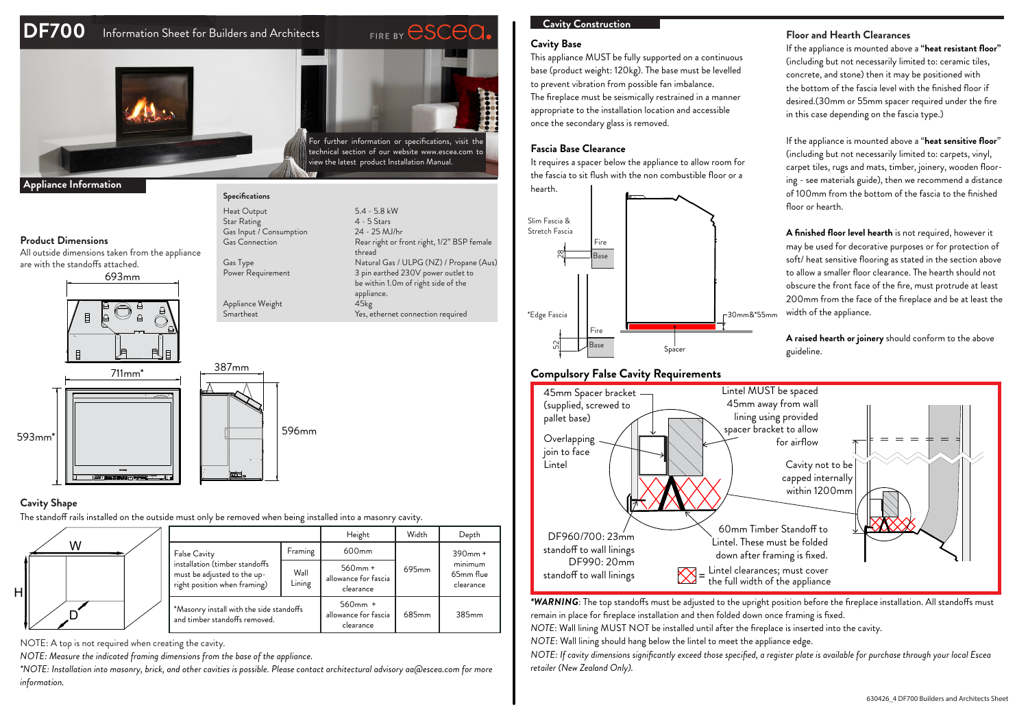# DF700 Information Sheet for Builders and Architects

FIRE BY escea.

For further information or specifications, visit the technical section of our website www.escea.com to view the latest product Installation Manual.

## Appliance Information

### Product Dimensions

All outside dimensions taken from the appliance are with the standoffs attached.

693mm

711mm*

593mm*

387mm

596mm

### Specifications

| | |
|---|---|
| Heat Output | 5.4 - 5.8 kW |
| Star Rating | 4 - 5 Stars |
| Gas Input / Consumption | 24 - 25 MJ/hr |
| Gas Connection | Rear right or front right, 1/2" BSP female thread |
| Gas Type | Natural Gas / ULPG (NZ) / Propane (Aus) |
| Power Requirement | 3 pin earthed 230V power outlet to be within 1.0m of right side of the appliance. |
| Appliance Weight | 45kg |
| Smartheat | Yes, ethernet connection required |

### Cavity Shape

The standoff rails installed on the outside must only be removed when being installed into a masonry cavity.

| | | Height | Width | Depth |
|---|---|---|---|---|
| False Cavity installation (timber standoffs must be adjusted to the up-right position when framing) | Framing | 600mm | 695mm | 390mm + minimum 65mm flue clearance |
| | Wall Lining | 560mm + allowance for fascia clearance | | |
| *Masonry install with the side standoffs and timber standoffs removed. | | 560mm + allowance for fascia clearance | 685mm | 385mm |

NOTE: A top is not required when creating the cavity.

*NOTE: Measure the indicated framing dimensions from the base of the appliance.*

*\*NOTE: Installation into masonry, brick, and other cavities is possible. Please contact architectural advisory aa@escea.com for more information.*

## Cavity Construction

### Cavity Base

This appliance MUST be fully supported on a continuous base (product weight: 120kg). The base must be levelled to prevent vibration from possible fan imbalance.

The fireplace must be seismically restrained in a manner appropriate to the installation location and accessible once the secondary glass is removed.

### Fascia Base Clearance

It requires a spacer below the appliance to allow room for the fascia to sit flush with the non combustible floor or a hearth.

Slim Fascia & Stretch Fascia — 28 — Fire Base

*Edge Fascia — 52 — Fire Base

30mm&*55mm — Spacer

### Floor and Hearth Clearances

If the appliance is mounted above a **"heat resistant floor"** (including but not necessarily limited to: ceramic tiles, concrete, and stone) then it may be positioned with the bottom of the fascia level with the finished floor if desired.(30mm or 55mm spacer required under the fire in this case depending on the fascia type.)

If the appliance is mounted above a "**heat sensitive floor**" (including but not necessarily limited to: carpets, vinyl, carpet tiles, rugs and mats, timber, joinery, wooden flooring - see materials guide), then we recommend a distance of 100mm from the bottom of the fascia to the finished floor or hearth.

**A finished floor level hearth** is not required, however it may be used for decorative purposes or for protection of soft/ heat sensitive flooring as stated in the section above to allow a smaller floor clearance. The hearth should not obscure the front face of the fire, must protrude at least 200mm from the face of the fireplace and be at least the width of the appliance.

**A raised hearth or joinery** should conform to the above guideline.

### Compulsory False Cavity Requirements

45mm Spacer bracket (supplied, screwed to pallet base)

Overlapping join to face Lintel

Lintel MUST be spaced 45mm away from wall lining using provided spacer bracket to allow for airflow

Cavity not to be capped internally within 1200mm

DF960/700: 23mm standoff to wall linings
DF990: 20mm standoff to wall linings

60mm Timber Standoff to Lintel. These must be folded down after framing is fixed.

= Lintel clearances; must cover the full width of the appliance

***WARNING**: The top standoffs must be adjusted to the upright position before the fireplace installation. All standoffs must remain in place for fireplace installation and then folded down once framing is fixed.*

*NOTE*: Wall lining MUST NOT be installed until after the fireplace is inserted into the cavity.

*NOTE*: Wall lining should hang below the lintel to meet the appliance edge.

*NOTE: If cavity dimensions significantly exceed those specified, a register plate is available for purchase through your local Escea retailer (New Zealand Only).*

630426_4 DF700 Builders and Architects Sheet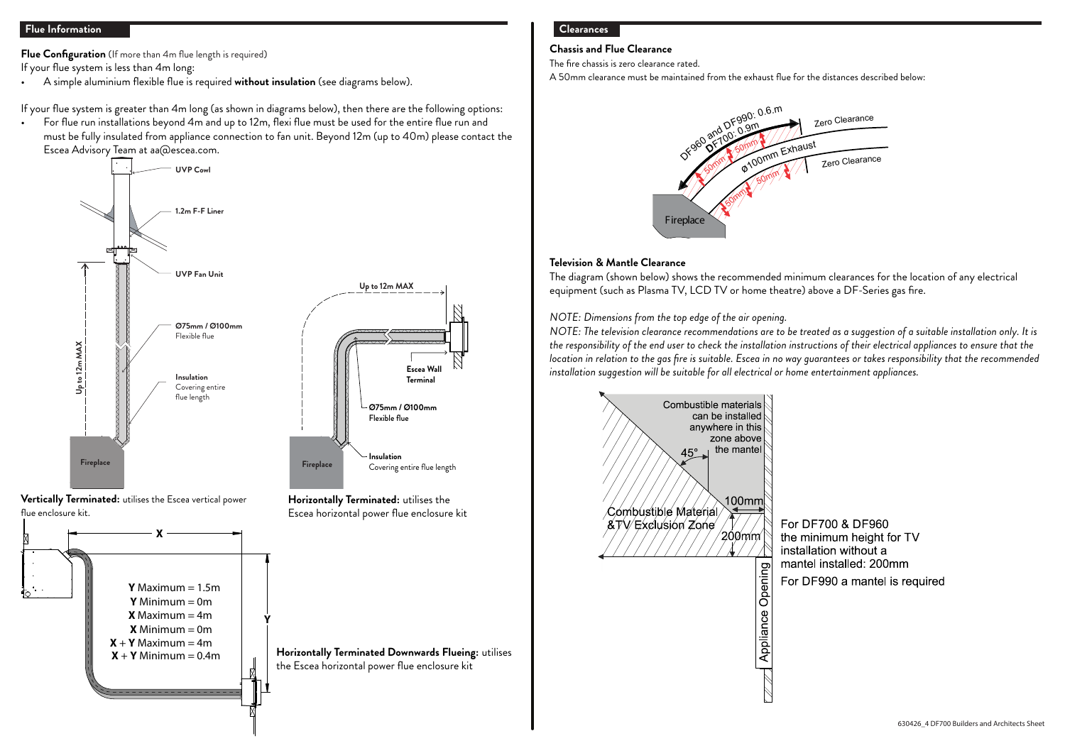## Flue Information

**Flue Configuration** (If more than 4m flue length is required)

If your flue system is less than 4m long:

- A simple aluminium flexible flue is required **without insulation** (see diagrams below).

If your flue system is greater than 4m long (as shown in diagrams below), then there are the following options:

- For flue run installations beyond 4m and up to 12m, flexi flue must be used for the entire flue run and must be fully insulated from appliance connection to fan unit. Beyond 12m (up to 40m) please contact the Escea Advisory Team at aa@escea.com.

UVP Cowl

1.2m F-F Liner

UVP Fan Unit

Ø75mm / Ø100mm
Flexible flue

Insulation
Covering entire flue length

Up to 12m MAX

Fireplace

**Vertically Terminated:** utilises the Escea vertical power flue enclosure kit.

Up to 12m MAX

Escea Wall Terminal

Ø75mm / Ø100mm
Flexible flue

Insulation
Covering entire flue length

Fireplace

**Horizontally Terminated:** utilises the Escea horizontal power flue enclosure kit

X

Y

**Y** Maximum = 1.5m
**Y** Minimum = 0m
**X** Maximum = 4m
**X** Minimum = 0m
**X** + **Y** Maximum = 4m
**X** + **Y** Minimum = 0.4m

**Horizontally Terminated Downwards Flueing:** utilises the Escea horizontal power flue enclosure kit

## Clearances

### Chassis and Flue Clearance

The fire chassis is zero clearance rated.

A 50mm clearance must be maintained from the exhaust flue for the distances described below:

DF960 and DF990: 0.6.m
DF700: 0.9m

Zero Clearance

ø100mm Exhaust

Zero Clearance

50mm

50mm

50mm

50mm

Fireplace

### Television & Mantle Clearance

The diagram (shown below) shows the recommended minimum clearances for the location of any electrical equipment (such as Plasma TV, LCD TV or home theatre) above a DF-Series gas fire.

*NOTE: Dimensions from the top edge of the air opening.*

*NOTE: The television clearance recommendations are to be treated as a suggestion of a suitable installation only. It is the responsibility of the end user to check the installation instructions of their electrical appliances to ensure that the location in relation to the gas fire is suitable. Escea in no way guarantees or takes responsibility that the recommended installation suggestion will be suitable for all electrical or home entertainment appliances.*

Combustible materials can be installed anywhere in this zone above the mantel

45°

100mm

Combustible Material &TV Exclusion Zone

200mm

Appliance Opening

For DF700 & DF960 the minimum height for TV installation without a mantel installed: 200mm

For DF990 a mantel is required